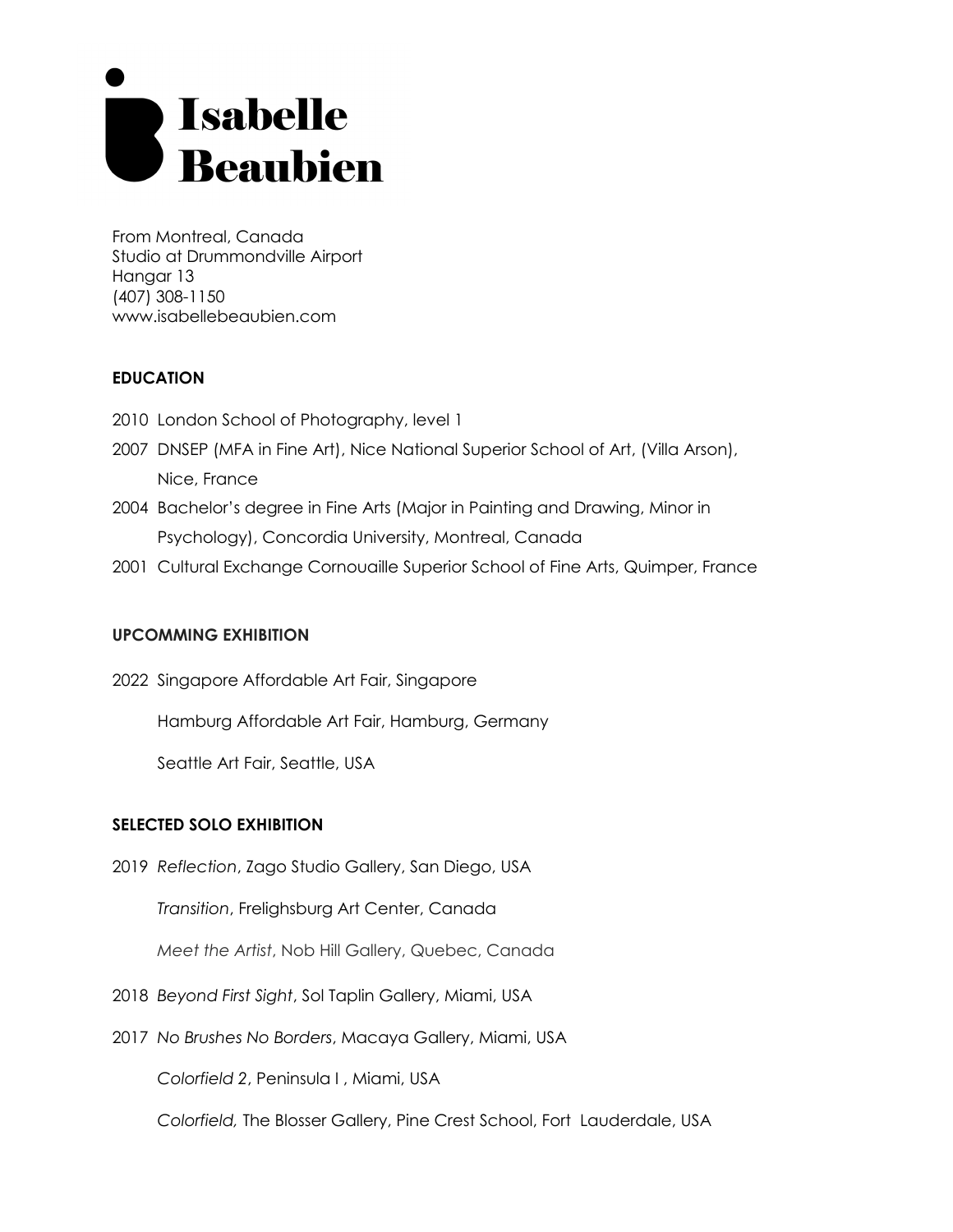# Isabelle Beaubien

From Montreal, Canada
Studio at Drummondville Airport
Hangar 13
(407) 308-1150
www.isabellebeaubien.com

**EDUCATION**

2010 London School of Photography, level 1

2007 DNSEP (MFA in Fine Art), Nice National Superior School of Art, (Villa Arson), Nice, France

2004 Bachelor's degree in Fine Arts (Major in Painting and Drawing, Minor in Psychology), Concordia University, Montreal, Canada

2001 Cultural Exchange Cornouaille Superior School of Fine Arts, Quimper, France

**UPCOMMING EXHIBITION**

2022 Singapore Affordable Art Fair, Singapore

Hamburg Affordable Art Fair, Hamburg, Germany

Seattle Art Fair, Seattle, USA

**SELECTED SOLO EXHIBITION**

2019 *Reflection*, Zago Studio Gallery, San Diego, USA

*Transition*, Frelighsburg Art Center, Canada

*Meet the Artist*, Nob Hill Gallery, Quebec, Canada

2018 *Beyond First Sight*, Sol Taplin Gallery, Miami, USA

2017 *No Brushes No Borders*, Macaya Gallery, Miami, USA

*Colorfield 2*, Peninsula I , Miami, USA

*Colorfield,* The Blosser Gallery, Pine Crest School, Fort Lauderdale, USA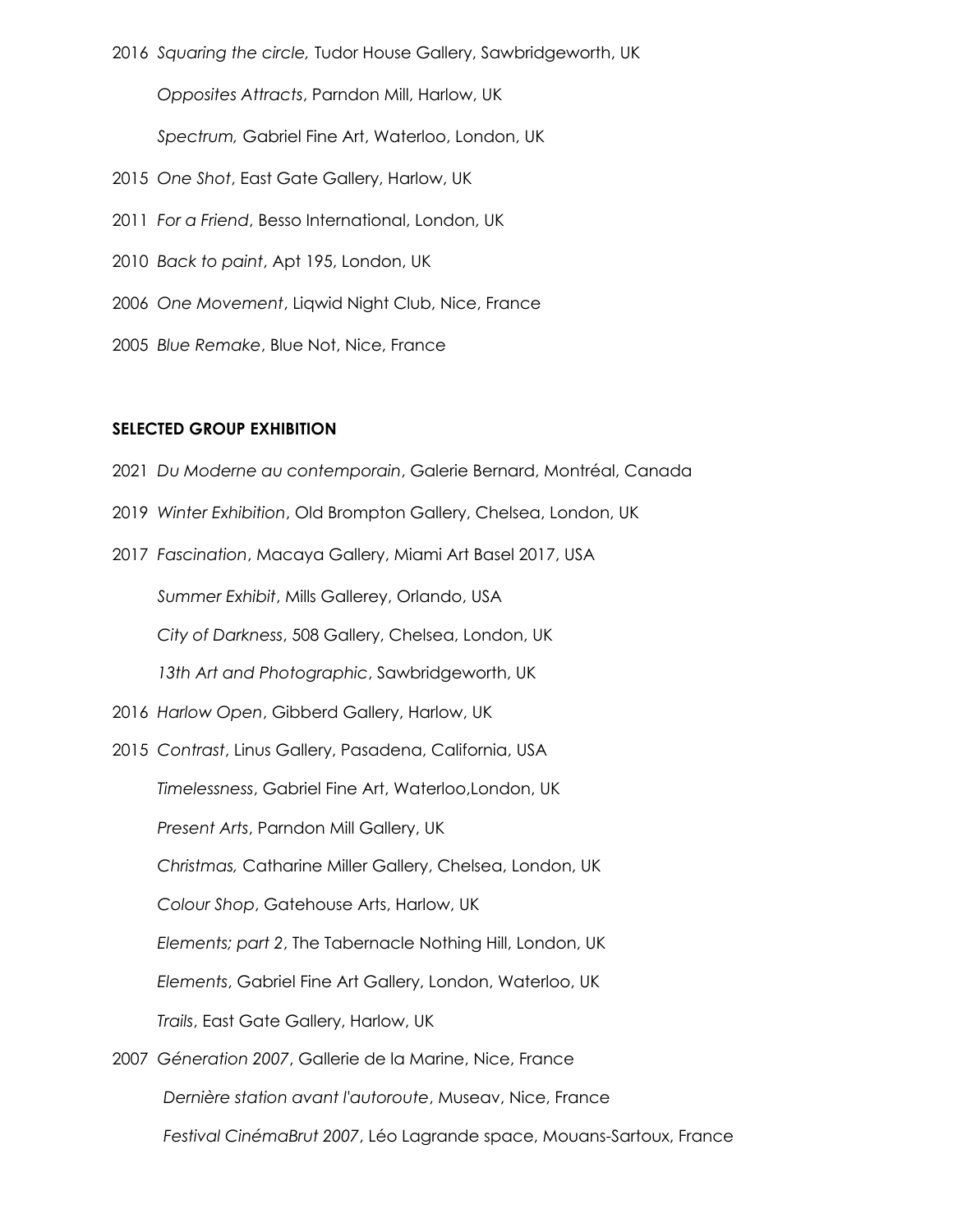2016 *Squaring the circle,* Tudor House Gallery, Sawbridgeworth, UK

*Opposites Attracts*, Parndon Mill, Harlow, UK

*Spectrum,* Gabriel Fine Art, Waterloo, London, UK

2015 *One Shot*, East Gate Gallery, Harlow, UK

2011 *For a Friend*, Besso International, London, UK

2010 *Back to paint*, Apt 195, London, UK

2006 *One Movement*, Liqwid Night Club, Nice, France

2005 *Blue Remake*, Blue Not, Nice, France

**SELECTED GROUP EXHIBITION**

2021 *Du Moderne au contemporain*, Galerie Bernard, Montréal, Canada

2019 *Winter Exhibition*, Old Brompton Gallery, Chelsea, London, UK

2017 *Fascination*, Macaya Gallery, Miami Art Basel 2017, USA

*Summer Exhibit*, Mills Gallerey, Orlando, USA

*City of Darkness*, 508 Gallery, Chelsea, London, UK

*13th Art and Photographic*, Sawbridgeworth, UK

2016 *Harlow Open*, Gibberd Gallery, Harlow, UK

2015 *Contrast*, Linus Gallery, Pasadena, California, USA

*Timelessness*, Gabriel Fine Art, Waterloo,London, UK

*Present Arts*, Parndon Mill Gallery, UK

*Christmas,* Catharine Miller Gallery, Chelsea, London, UK

*Colour Shop*, Gatehouse Arts, Harlow, UK

*Elements; part 2*, The Tabernacle Nothing Hill, London, UK

*Elements*, Gabriel Fine Art Gallery, London, Waterloo, UK

*Trails*, East Gate Gallery, Harlow, UK

2007 *Géneration 2007*, Gallerie de la Marine, Nice, France

*Dernière station avant l'autoroute*, Museav, Nice, France

*Festival CinémaBrut 2007*, Léo Lagrande space, Mouans-Sartoux, France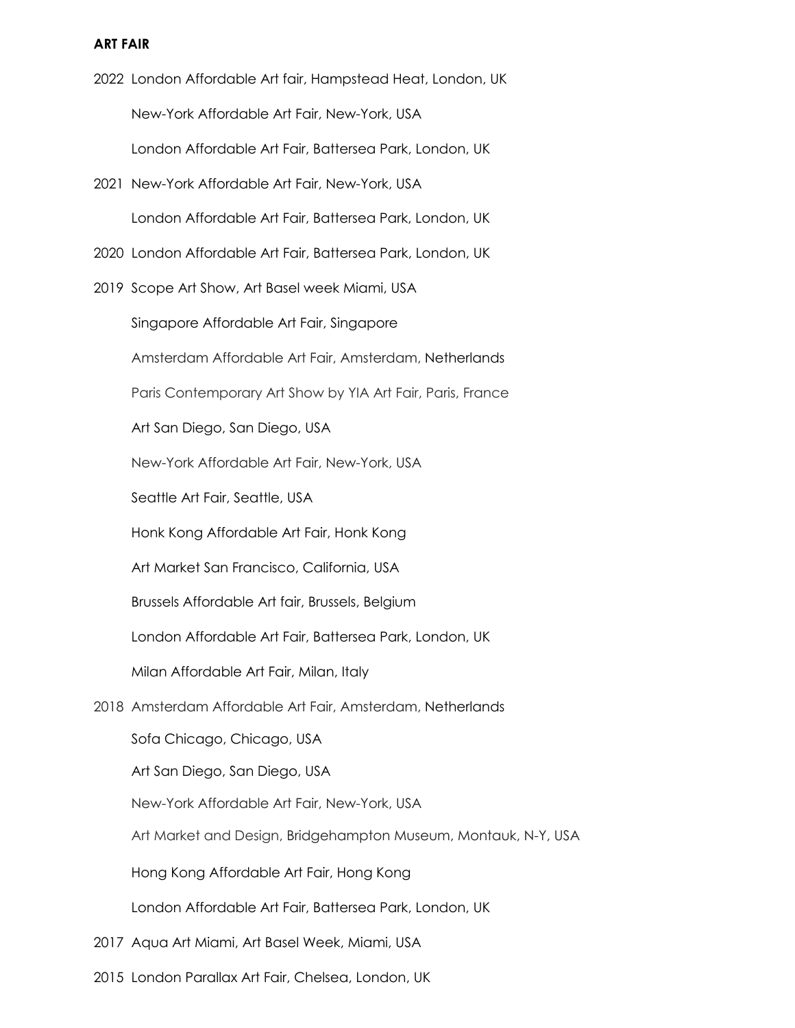**ART FAIR**

2022 London Affordable Art fair, Hampstead Heat, London, UK

New-York Affordable Art Fair, New-York, USA

London Affordable Art Fair, Battersea Park, London, UK

2021 New-York Affordable Art Fair, New-York, USA

London Affordable Art Fair, Battersea Park, London, UK

2020 London Affordable Art Fair, Battersea Park, London, UK

2019 Scope Art Show, Art Basel week Miami, USA

Singapore Affordable Art Fair, Singapore

Amsterdam Affordable Art Fair, Amsterdam, Netherlands

Paris Contemporary Art Show by YIA Art Fair, Paris, France

Art San Diego, San Diego, USA

New-York Affordable Art Fair, New-York, USA

Seattle Art Fair, Seattle, USA

Honk Kong Affordable Art Fair, Honk Kong

Art Market San Francisco, California, USA

Brussels Affordable Art fair, Brussels, Belgium

London Affordable Art Fair, Battersea Park, London, UK

Milan Affordable Art Fair, Milan, Italy

2018 Amsterdam Affordable Art Fair, Amsterdam, Netherlands

Sofa Chicago, Chicago, USA

Art San Diego, San Diego, USA

New-York Affordable Art Fair, New-York, USA

Art Market and Design, Bridgehampton Museum, Montauk, N-Y, USA

Hong Kong Affordable Art Fair, Hong Kong

London Affordable Art Fair, Battersea Park, London, UK

2017 Aqua Art Miami, Art Basel Week, Miami, USA

2015 London Parallax Art Fair, Chelsea, London, UK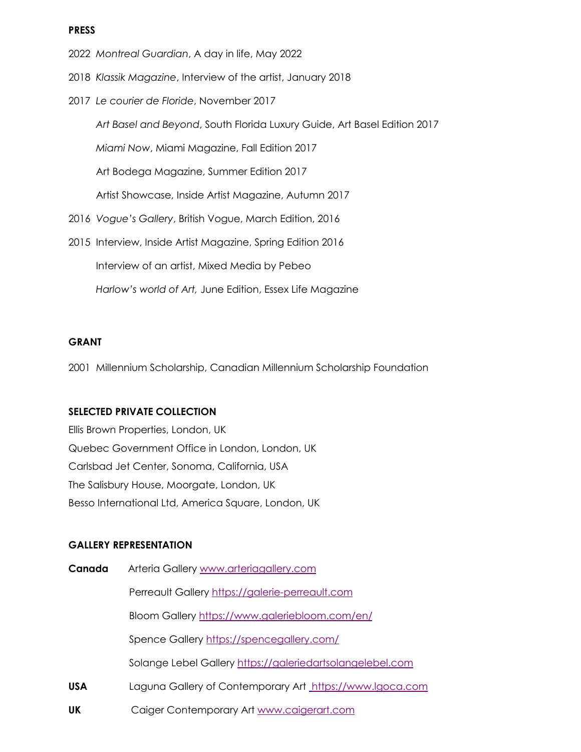## PRESS

2022 *Montreal Guardian*, A day in life, May 2022

2018 *Klassik Magazine*, Interview of the artist, January 2018

2017 *Le courier de Floride*, November 2017

*Art Basel and Beyond*, South Florida Luxury Guide, Art Basel Edition 2017

*Miami Now*, Miami Magazine, Fall Edition 2017

Art Bodega Magazine, Summer Edition 2017

Artist Showcase, Inside Artist Magazine, Autumn 2017

2016 *Vogue's Gallery*, British Vogue, March Edition, 2016

2015 Interview, Inside Artist Magazine, Spring Edition 2016

Interview of an artist, Mixed Media by Pebeo

*Harlow's world of Art,* June Edition, Essex Life Magazine

## GRANT

2001 Millennium Scholarship, Canadian Millennium Scholarship Foundation

## SELECTED PRIVATE COLLECTION

Ellis Brown Properties, London, UK

Quebec Government Office in London, London, UK

Carlsbad Jet Center, Sonoma, California, USA

The Salisbury House, Moorgate, London, UK

Besso International Ltd, America Square, London, UK

## GALLERY REPRESENTATION

**Canada** Arteria Gallery www.arteriagallery.com

Perreault Gallery https://galerie-perreault.com

Bloom Gallery https://www.galeriebloom.com/en/

Spence Gallery https://spencegallery.com/

Solange Lebel Gallery https://galeriedartsolangelebel.com

**USA** Laguna Gallery of Contemporary Art https://www.lgoca.com

**UK** Caiger Contemporary Art www.caigerart.com